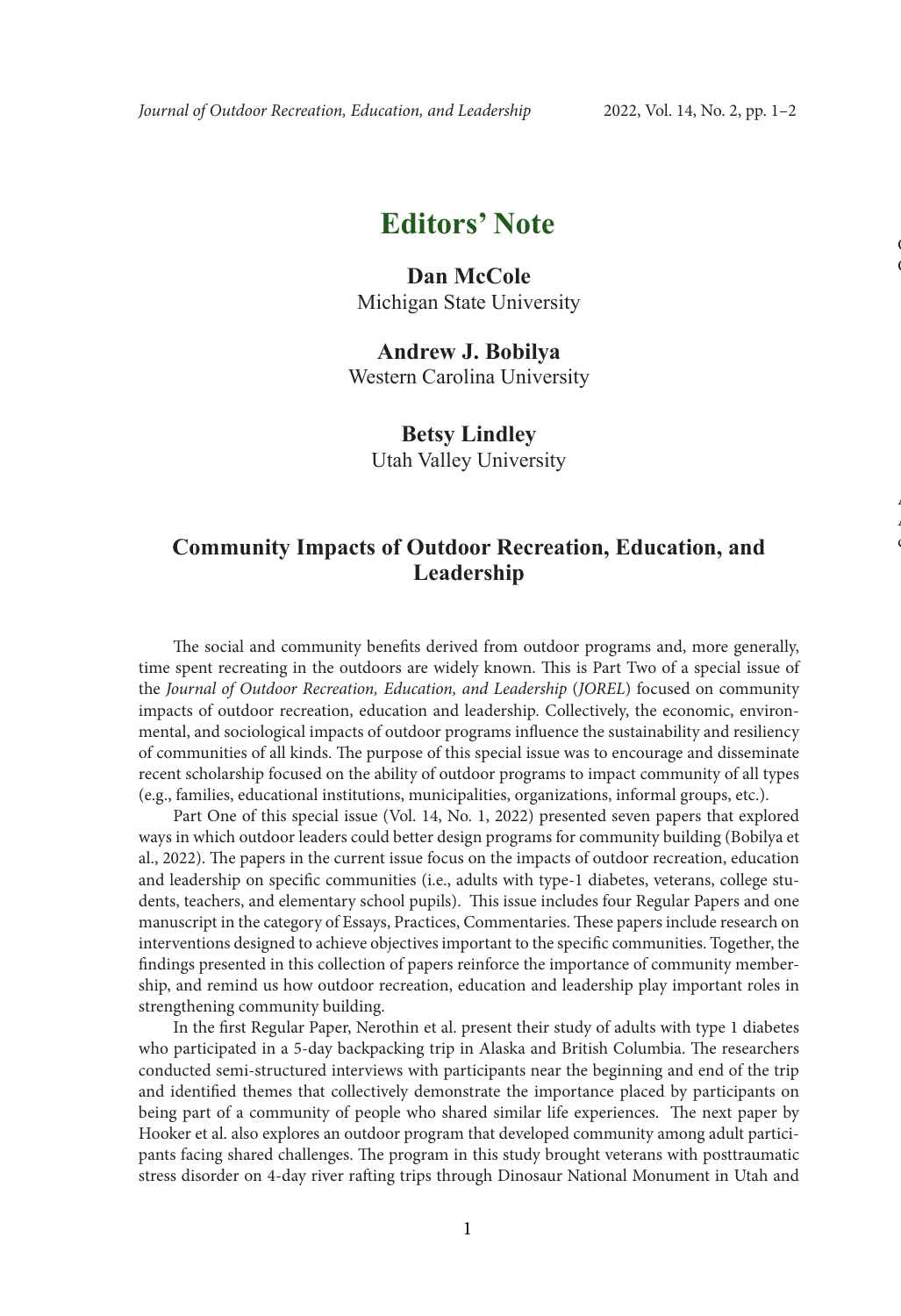# Editors' Note

**Dan McCole**
Michigan State University

**Andrew J. Bobilya**
Western Carolina University

**Betsy Lindley**
Utah Valley University

## Community Impacts of Outdoor Recreation, Education, and Leadership

The social and community benefits derived from outdoor programs and, more generally, time spent recreating in the outdoors are widely known. This is Part Two of a special issue of the *Journal of Outdoor Recreation, Education, and Leadership* (*JOREL*) focused on community impacts of outdoor recreation, education and leadership. Collectively, the economic, environmental, and sociological impacts of outdoor programs influence the sustainability and resiliency of communities of all kinds. The purpose of this special issue was to encourage and disseminate recent scholarship focused on the ability of outdoor programs to impact community of all types (e.g., families, educational institutions, municipalities, organizations, informal groups, etc.).

Part One of this special issue (Vol. 14, No. 1, 2022) presented seven papers that explored ways in which outdoor leaders could better design programs for community building (Bobilya et al., 2022). The papers in the current issue focus on the impacts of outdoor recreation, education and leadership on specific communities (i.e., adults with type-1 diabetes, veterans, college students, teachers, and elementary school pupils). This issue includes four Regular Papers and one manuscript in the category of Essays, Practices, Commentaries. These papers include research on interventions designed to achieve objectives important to the specific communities. Together, the findings presented in this collection of papers reinforce the importance of community membership, and remind us how outdoor recreation, education and leadership play important roles in strengthening community building.

In the first Regular Paper, Nerothin et al. present their study of adults with type 1 diabetes who participated in a 5-day backpacking trip in Alaska and British Columbia. The researchers conducted semi-structured interviews with participants near the beginning and end of the trip and identified themes that collectively demonstrate the importance placed by participants on being part of a community of people who shared similar life experiences. The next paper by Hooker et al. also explores an outdoor program that developed community among adult participants facing shared challenges. The program in this study brought veterans with posttraumatic stress disorder on 4-day river rafting trips through Dinosaur National Monument in Utah and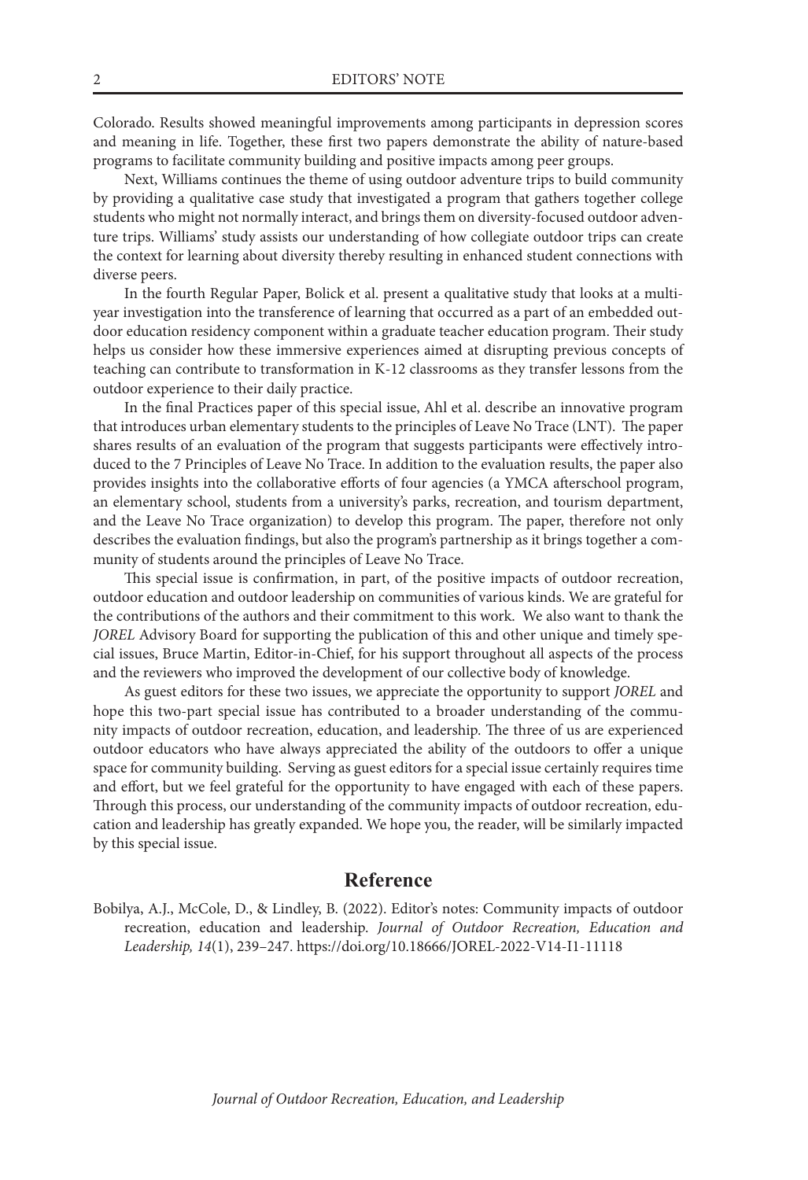Colorado. Results showed meaningful improvements among participants in depression scores and meaning in life. Together, these first two papers demonstrate the ability of nature-based programs to facilitate community building and positive impacts among peer groups.

Next, Williams continues the theme of using outdoor adventure trips to build community by providing a qualitative case study that investigated a program that gathers together college students who might not normally interact, and brings them on diversity-focused outdoor adventure trips. Williams' study assists our understanding of how collegiate outdoor trips can create the context for learning about diversity thereby resulting in enhanced student connections with diverse peers.

In the fourth Regular Paper, Bolick et al. present a qualitative study that looks at a multi-year investigation into the transference of learning that occurred as a part of an embedded outdoor education residency component within a graduate teacher education program. Their study helps us consider how these immersive experiences aimed at disrupting previous concepts of teaching can contribute to transformation in K-12 classrooms as they transfer lessons from the outdoor experience to their daily practice.

In the final Practices paper of this special issue, Ahl et al. describe an innovative program that introduces urban elementary students to the principles of Leave No Trace (LNT). The paper shares results of an evaluation of the program that suggests participants were effectively introduced to the 7 Principles of Leave No Trace. In addition to the evaluation results, the paper also provides insights into the collaborative efforts of four agencies (a YMCA afterschool program, an elementary school, students from a university's parks, recreation, and tourism department, and the Leave No Trace organization) to develop this program. The paper, therefore not only describes the evaluation findings, but also the program's partnership as it brings together a community of students around the principles of Leave No Trace.

This special issue is confirmation, in part, of the positive impacts of outdoor recreation, outdoor education and outdoor leadership on communities of various kinds. We are grateful for the contributions of the authors and their commitment to this work. We also want to thank the *JOREL* Advisory Board for supporting the publication of this and other unique and timely special issues, Bruce Martin, Editor-in-Chief, for his support throughout all aspects of the process and the reviewers who improved the development of our collective body of knowledge.

As guest editors for these two issues, we appreciate the opportunity to support *JOREL* and hope this two-part special issue has contributed to a broader understanding of the community impacts of outdoor recreation, education, and leadership. The three of us are experienced outdoor educators who have always appreciated the ability of the outdoors to offer a unique space for community building. Serving as guest editors for a special issue certainly requires time and effort, but we feel grateful for the opportunity to have engaged with each of these papers. Through this process, our understanding of the community impacts of outdoor recreation, education and leadership has greatly expanded. We hope you, the reader, will be similarly impacted by this special issue.

## Reference

Bobilya, A.J., McCole, D., & Lindley, B. (2022). Editor's notes: Community impacts of outdoor recreation, education and leadership. *Journal of Outdoor Recreation, Education and Leadership, 14*(1), 239–247. https://doi.org/10.18666/JOREL-2022-V14-I1-11118